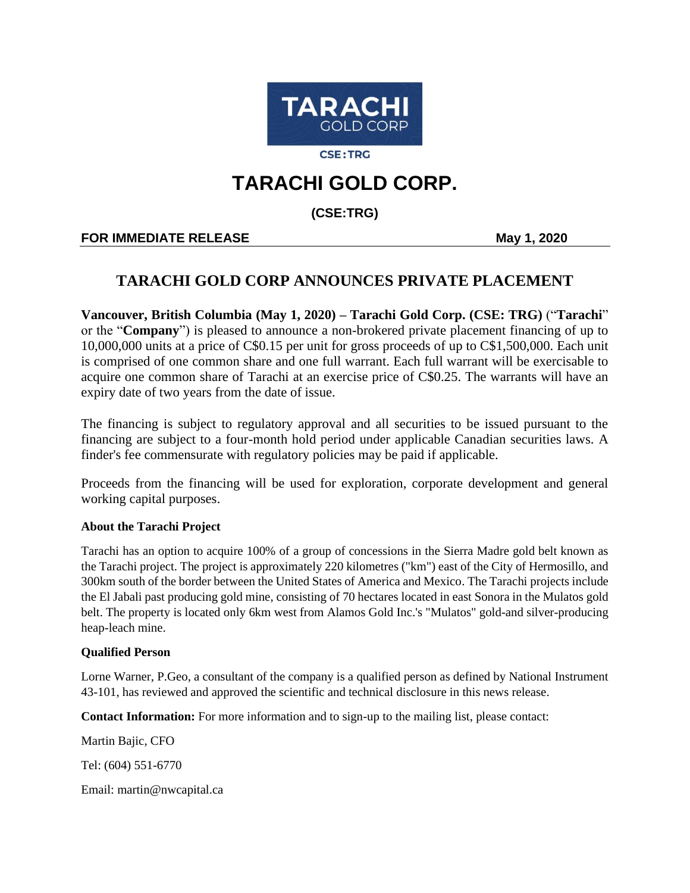TARACHI GOLD CORP

CSE:TRG

# TARACHI GOLD CORP.

**(CSE:TRG)**

**FOR IMMEDIATE RELEASE** **May 1, 2020**

## TARACHI GOLD CORP ANNOUNCES PRIVATE PLACEMENT

**Vancouver, British Columbia (May 1, 2020) – Tarachi Gold Corp. (CSE: TRG)** ("**Tarachi**" or the "**Company**") is pleased to announce a non-brokered private placement financing of up to 10,000,000 units at a price of C$0.15 per unit for gross proceeds of up to C$1,500,000. Each unit is comprised of one common share and one full warrant. Each full warrant will be exercisable to acquire one common share of Tarachi at an exercise price of C$0.25. The warrants will have an expiry date of two years from the date of issue.

The financing is subject to regulatory approval and all securities to be issued pursuant to the financing are subject to a four-month hold period under applicable Canadian securities laws. A finder's fee commensurate with regulatory policies may be paid if applicable.

Proceeds from the financing will be used for exploration, corporate development and general working capital purposes.

**About the Tarachi Project**

Tarachi has an option to acquire 100% of a group of concessions in the Sierra Madre gold belt known as the Tarachi project. The project is approximately 220 kilometres ("km") east of the City of Hermosillo, and 300km south of the border between the United States of America and Mexico. The Tarachi projects include the El Jabali past producing gold mine, consisting of 70 hectares located in east Sonora in the Mulatos gold belt. The property is located only 6km west from Alamos Gold Inc.'s "Mulatos" gold-and silver-producing heap-leach mine.

**Qualified Person**

Lorne Warner, P.Geo, a consultant of the company is a qualified person as defined by National Instrument 43-101, has reviewed and approved the scientific and technical disclosure in this news release.

**Contact Information:** For more information and to sign-up to the mailing list, please contact:

Martin Bajic, CFO

Tel: (604) 551-6770

Email: martin@nwcapital.ca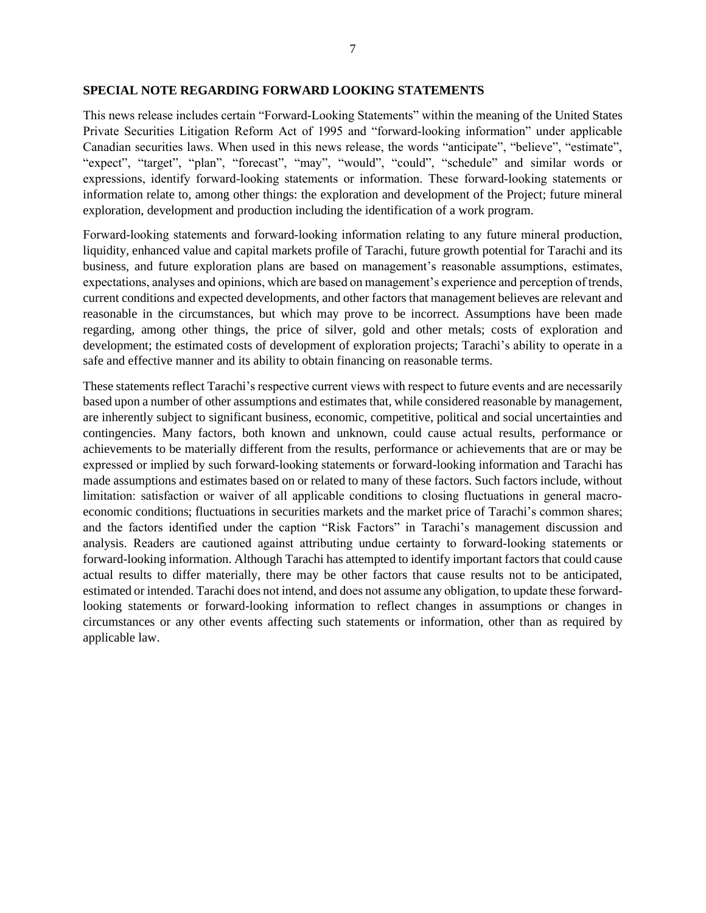**SPECIAL NOTE REGARDING FORWARD LOOKING STATEMENTS**

This news release includes certain "Forward-Looking Statements" within the meaning of the United States Private Securities Litigation Reform Act of 1995 and "forward-looking information" under applicable Canadian securities laws. When used in this news release, the words "anticipate", "believe", "estimate", "expect", "target", "plan", "forecast", "may", "would", "could", "schedule" and similar words or expressions, identify forward-looking statements or information. These forward-looking statements or information relate to, among other things: the exploration and development of the Project; future mineral exploration, development and production including the identification of a work program.

Forward-looking statements and forward-looking information relating to any future mineral production, liquidity, enhanced value and capital markets profile of Tarachi, future growth potential for Tarachi and its business, and future exploration plans are based on management's reasonable assumptions, estimates, expectations, analyses and opinions, which are based on management's experience and perception of trends, current conditions and expected developments, and other factors that management believes are relevant and reasonable in the circumstances, but which may prove to be incorrect. Assumptions have been made regarding, among other things, the price of silver, gold and other metals; costs of exploration and development; the estimated costs of development of exploration projects; Tarachi's ability to operate in a safe and effective manner and its ability to obtain financing on reasonable terms.

These statements reflect Tarachi's respective current views with respect to future events and are necessarily based upon a number of other assumptions and estimates that, while considered reasonable by management, are inherently subject to significant business, economic, competitive, political and social uncertainties and contingencies. Many factors, both known and unknown, could cause actual results, performance or achievements to be materially different from the results, performance or achievements that are or may be expressed or implied by such forward-looking statements or forward-looking information and Tarachi has made assumptions and estimates based on or related to many of these factors. Such factors include, without limitation: satisfaction or waiver of all applicable conditions to closing fluctuations in general macro-economic conditions; fluctuations in securities markets and the market price of Tarachi's common shares; and the factors identified under the caption "Risk Factors" in Tarachi's management discussion and analysis. Readers are cautioned against attributing undue certainty to forward-looking statements or forward-looking information. Although Tarachi has attempted to identify important factors that could cause actual results to differ materially, there may be other factors that cause results not to be anticipated, estimated or intended. Tarachi does not intend, and does not assume any obligation, to update these forward-looking statements or forward-looking information to reflect changes in assumptions or changes in circumstances or any other events affecting such statements or information, other than as required by applicable law.